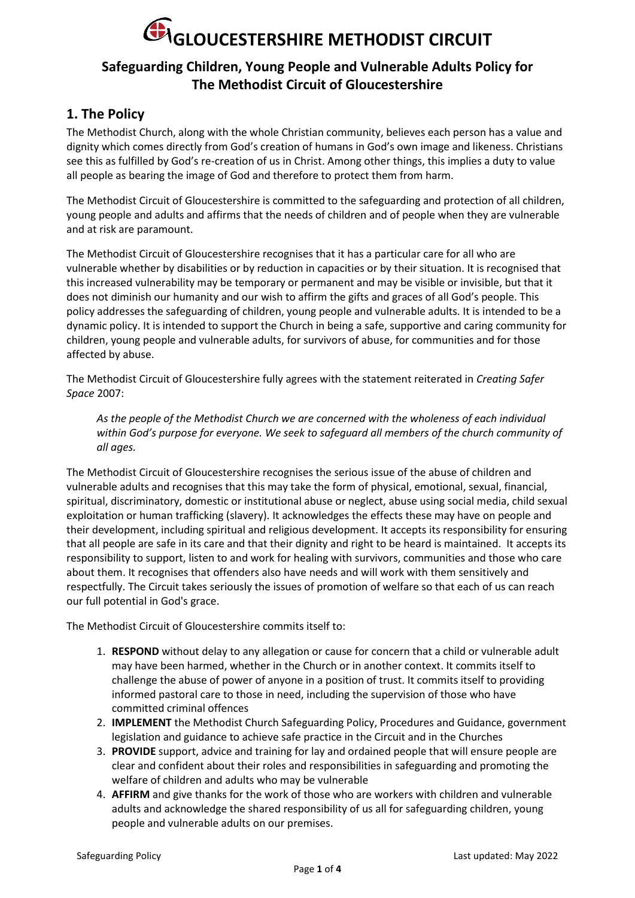# GLOUCESTERSHIRE METHODIST CIRCUIT

## Safeguarding Children, Young People and Vulnerable Adults Policy for The Methodist Circuit of Gloucestershire

## 1. The Policy

The Methodist Church, along with the whole Christian community, believes each person has a value and dignity which comes directly from God's creation of humans in God's own image and likeness. Christians see this as fulfilled by God's re-creation of us in Christ. Among other things, this implies a duty to value all people as bearing the image of God and therefore to protect them from harm.

The Methodist Circuit of Gloucestershire is committed to the safeguarding and protection of all children, young people and adults and affirms that the needs of children and of people when they are vulnerable and at risk are paramount.

The Methodist Circuit of Gloucestershire recognises that it has a particular care for all who are vulnerable whether by disabilities or by reduction in capacities or by their situation. It is recognised that this increased vulnerability may be temporary or permanent and may be visible or invisible, but that it does not diminish our humanity and our wish to affirm the gifts and graces of all God's people. This policy addresses the safeguarding of children, young people and vulnerable adults. It is intended to be a dynamic policy. It is intended to support the Church in being a safe, supportive and caring community for children, young people and vulnerable adults, for survivors of abuse, for communities and for those affected by abuse.

The Methodist Circuit of Gloucestershire fully agrees with the statement reiterated in *Creating Safer Space* 2007:

> *As the people of the Methodist Church we are concerned with the wholeness of each individual within God's purpose for everyone. We seek to safeguard all members of the church community of all ages.*

The Methodist Circuit of Gloucestershire recognises the serious issue of the abuse of children and vulnerable adults and recognises that this may take the form of physical, emotional, sexual, financial, spiritual, discriminatory, domestic or institutional abuse or neglect, abuse using social media, child sexual exploitation or human trafficking (slavery). It acknowledges the effects these may have on people and their development, including spiritual and religious development. It accepts its responsibility for ensuring that all people are safe in its care and that their dignity and right to be heard is maintained. It accepts its responsibility to support, listen to and work for healing with survivors, communities and those who care about them. It recognises that offenders also have needs and will work with them sensitively and respectfully. The Circuit takes seriously the issues of promotion of welfare so that each of us can reach our full potential in God's grace.

The Methodist Circuit of Gloucestershire commits itself to:

1. **RESPOND** without delay to any allegation or cause for concern that a child or vulnerable adult may have been harmed, whether in the Church or in another context. It commits itself to challenge the abuse of power of anyone in a position of trust. It commits itself to providing informed pastoral care to those in need, including the supervision of those who have committed criminal offences
2. **IMPLEMENT** the Methodist Church Safeguarding Policy, Procedures and Guidance, government legislation and guidance to achieve safe practice in the Circuit and in the Churches
3. **PROVIDE** support, advice and training for lay and ordained people that will ensure people are clear and confident about their roles and responsibilities in safeguarding and promoting the welfare of children and adults who may be vulnerable
4. **AFFIRM** and give thanks for the work of those who are workers with children and vulnerable adults and acknowledge the shared responsibility of us all for safeguarding children, young people and vulnerable adults on our premises.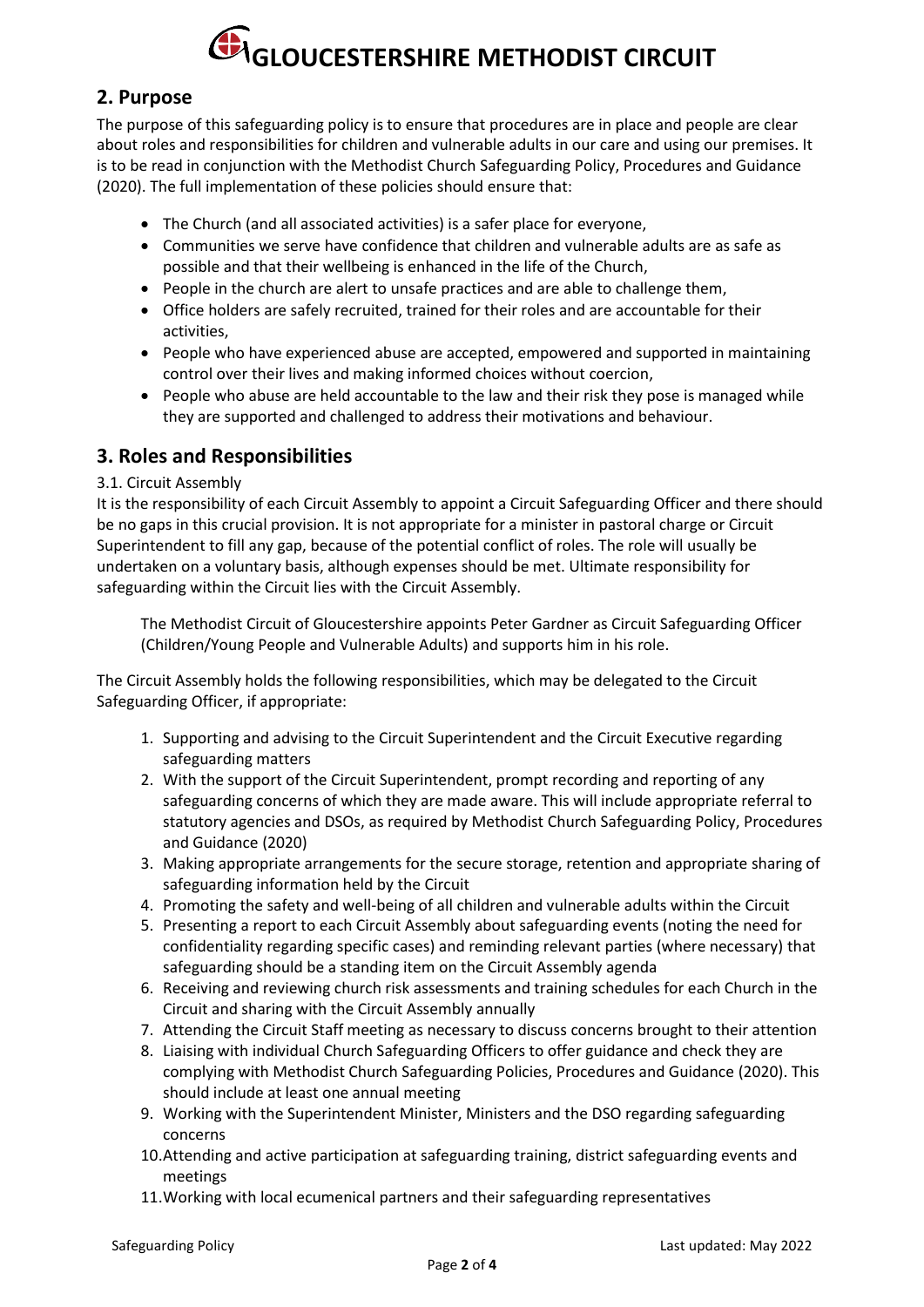## 2. Purpose

The purpose of this safeguarding policy is to ensure that procedures are in place and people are clear about roles and responsibilities for children and vulnerable adults in our care and using our premises. It is to be read in conjunction with the Methodist Church Safeguarding Policy, Procedures and Guidance (2020). The full implementation of these policies should ensure that:

- The Church (and all associated activities) is a safer place for everyone,
- Communities we serve have confidence that children and vulnerable adults are as safe as possible and that their wellbeing is enhanced in the life of the Church,
- People in the church are alert to unsafe practices and are able to challenge them,
- Office holders are safely recruited, trained for their roles and are accountable for their activities,
- People who have experienced abuse are accepted, empowered and supported in maintaining control over their lives and making informed choices without coercion,
- People who abuse are held accountable to the law and their risk they pose is managed while they are supported and challenged to address their motivations and behaviour.

## 3. Roles and Responsibilities

3.1. Circuit Assembly

It is the responsibility of each Circuit Assembly to appoint a Circuit Safeguarding Officer and there should be no gaps in this crucial provision. It is not appropriate for a minister in pastoral charge or Circuit Superintendent to fill any gap, because of the potential conflict of roles. The role will usually be undertaken on a voluntary basis, although expenses should be met. Ultimate responsibility for safeguarding within the Circuit lies with the Circuit Assembly.

> The Methodist Circuit of Gloucestershire appoints Peter Gardner as Circuit Safeguarding Officer (Children/Young People and Vulnerable Adults) and supports him in his role.

The Circuit Assembly holds the following responsibilities, which may be delegated to the Circuit Safeguarding Officer, if appropriate:

1. Supporting and advising to the Circuit Superintendent and the Circuit Executive regarding safeguarding matters
2. With the support of the Circuit Superintendent, prompt recording and reporting of any safeguarding concerns of which they are made aware. This will include appropriate referral to statutory agencies and DSOs, as required by Methodist Church Safeguarding Policy, Procedures and Guidance (2020)
3. Making appropriate arrangements for the secure storage, retention and appropriate sharing of safeguarding information held by the Circuit
4. Promoting the safety and well-being of all children and vulnerable adults within the Circuit
5. Presenting a report to each Circuit Assembly about safeguarding events (noting the need for confidentiality regarding specific cases) and reminding relevant parties (where necessary) that safeguarding should be a standing item on the Circuit Assembly agenda
6. Receiving and reviewing church risk assessments and training schedules for each Church in the Circuit and sharing with the Circuit Assembly annually
7. Attending the Circuit Staff meeting as necessary to discuss concerns brought to their attention
8. Liaising with individual Church Safeguarding Officers to offer guidance and check they are complying with Methodist Church Safeguarding Policies, Procedures and Guidance (2020). This should include at least one annual meeting
9. Working with the Superintendent Minister, Ministers and the DSO regarding safeguarding concerns
10. Attending and active participation at safeguarding training, district safeguarding events and meetings
11. Working with local ecumenical partners and their safeguarding representatives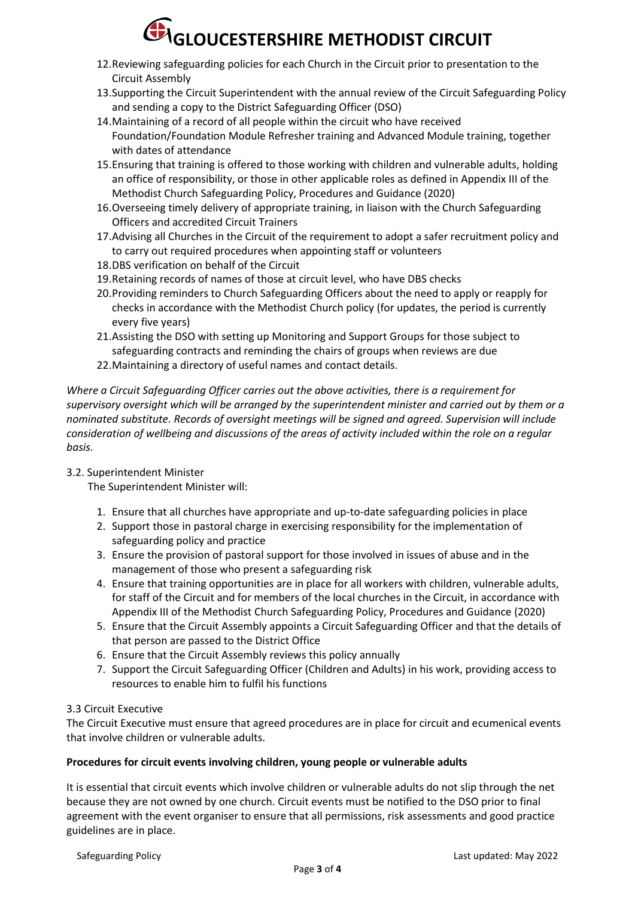12. Reviewing safeguarding policies for each Church in the Circuit prior to presentation to the Circuit Assembly
13. Supporting the Circuit Superintendent with the annual review of the Circuit Safeguarding Policy and sending a copy to the District Safeguarding Officer (DSO)
14. Maintaining of a record of all people within the circuit who have received Foundation/Foundation Module Refresher training and Advanced Module training, together with dates of attendance
15. Ensuring that training is offered to those working with children and vulnerable adults, holding an office of responsibility, or those in other applicable roles as defined in Appendix III of the Methodist Church Safeguarding Policy, Procedures and Guidance (2020)
16. Overseeing timely delivery of appropriate training, in liaison with the Church Safeguarding Officers and accredited Circuit Trainers
17. Advising all Churches in the Circuit of the requirement to adopt a safer recruitment policy and to carry out required procedures when appointing staff or volunteers
18. DBS verification on behalf of the Circuit
19. Retaining records of names of those at circuit level, who have DBS checks
20. Providing reminders to Church Safeguarding Officers about the need to apply or reapply for checks in accordance with the Methodist Church policy (for updates, the period is currently every five years)
21. Assisting the DSO with setting up Monitoring and Support Groups for those subject to safeguarding contracts and reminding the chairs of groups when reviews are due
22. Maintaining a directory of useful names and contact details.

*Where a Circuit Safeguarding Officer carries out the above activities, there is a requirement for supervisory oversight which will be arranged by the superintendent minister and carried out by them or a nominated substitute. Records of oversight meetings will be signed and agreed. Supervision will include consideration of wellbeing and discussions of the areas of activity included within the role on a regular basis.*

3.2. Superintendent Minister

The Superintendent Minister will:

1. Ensure that all churches have appropriate and up-to-date safeguarding policies in place
2. Support those in pastoral charge in exercising responsibility for the implementation of safeguarding policy and practice
3. Ensure the provision of pastoral support for those involved in issues of abuse and in the management of those who present a safeguarding risk
4. Ensure that training opportunities are in place for all workers with children, vulnerable adults, for staff of the Circuit and for members of the local churches in the Circuit, in accordance with Appendix III of the Methodist Church Safeguarding Policy, Procedures and Guidance (2020)
5. Ensure that the Circuit Assembly appoints a Circuit Safeguarding Officer and that the details of that person are passed to the District Office
6. Ensure that the Circuit Assembly reviews this policy annually
7. Support the Circuit Safeguarding Officer (Children and Adults) in his work, providing access to resources to enable him to fulfil his functions

3.3 Circuit Executive

The Circuit Executive must ensure that agreed procedures are in place for circuit and ecumenical events that involve children or vulnerable adults.

**Procedures for circuit events involving children, young people or vulnerable adults**

It is essential that circuit events which involve children or vulnerable adults do not slip through the net because they are not owned by one church. Circuit events must be notified to the DSO prior to final agreement with the event organiser to ensure that all permissions, risk assessments and good practice guidelines are in place.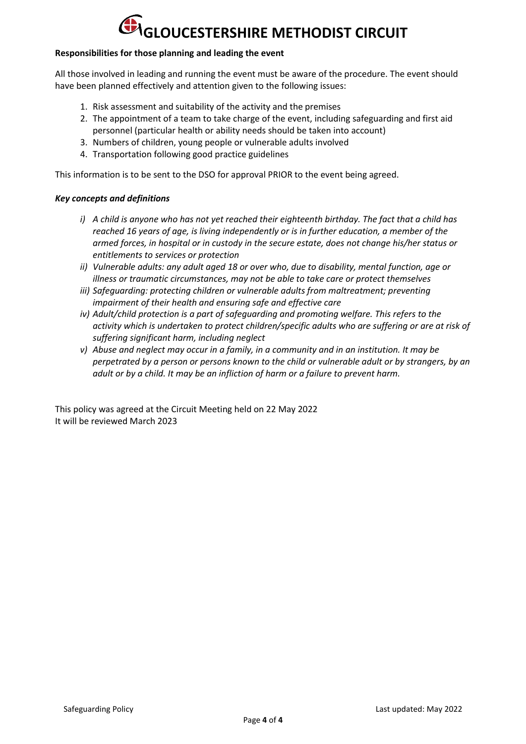**Responsibilities for those planning and leading the event**

All those involved in leading and running the event must be aware of the procedure. The event should have been planned effectively and attention given to the following issues:

1. Risk assessment and suitability of the activity and the premises
2. The appointment of a team to take charge of the event, including safeguarding and first aid personnel (particular health or ability needs should be taken into account)
3. Numbers of children, young people or vulnerable adults involved
4. Transportation following good practice guidelines

This information is to be sent to the DSO for approval PRIOR to the event being agreed.

***Key concepts and definitions***

*i) A child is anyone who has not yet reached their eighteenth birthday. The fact that a child has reached 16 years of age, is living independently or is in further education, a member of the armed forces, in hospital or in custody in the secure estate, does not change his/her status or entitlements to services or protection*

*ii) Vulnerable adults: any adult aged 18 or over who, due to disability, mental function, age or illness or traumatic circumstances, may not be able to take care or protect themselves*

*iii) Safeguarding: protecting children or vulnerable adults from maltreatment; preventing impairment of their health and ensuring safe and effective care*

*iv) Adult/child protection is a part of safeguarding and promoting welfare. This refers to the activity which is undertaken to protect children/specific adults who are suffering or are at risk of suffering significant harm, including neglect*

*v) Abuse and neglect may occur in a family, in a community and in an institution. It may be perpetrated by a person or persons known to the child or vulnerable adult or by strangers, by an adult or by a child. It may be an infliction of harm or a failure to prevent harm.*

This policy was agreed at the Circuit Meeting held on 22 May 2022
It will be reviewed March 2023